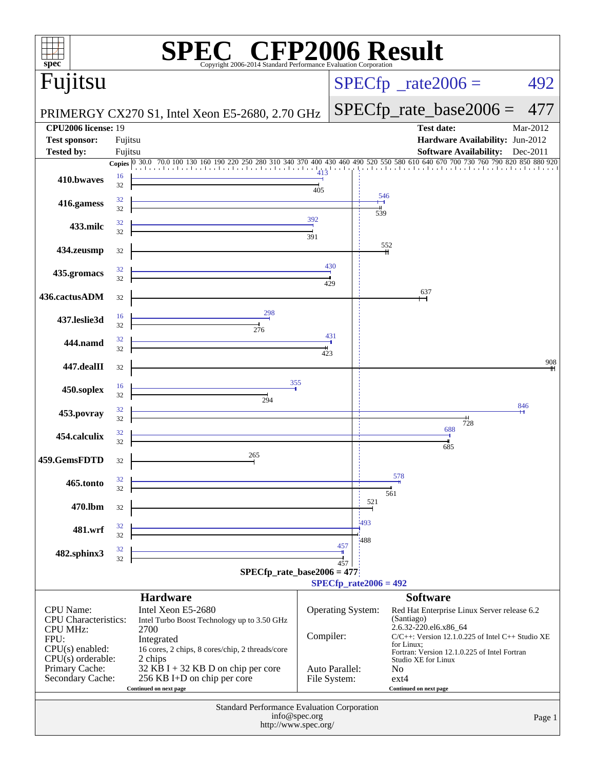# SPEC CFP2006 Result

Copyright 2006-2014 Standard Performance Evaluation Corporation

## Fujitsu

PRIMERGY CX270 S1, Intel Xeon E5-2680, 2.70 GHz

SPECfp_rate2006 = 492

SPECfp_rate_base2006 = 477

| | | | |
|---|---|---|---|
| **CPU2006 license:** 19 | | **Test date:** | Mar-2012 |
| **Test sponsor:** | Fujitsu | **Hardware Availability:** | Jun-2012 |
| **Tested by:** | Fujitsu | **Software Availability:** | Dec-2011 |

| Benchmark | Copies (peak) | Peak | Copies (base) | Base |
|---|---|---|---|---|
| 410.bwaves | 16 | 413 | 32 | 405 |
| 416.gamess | 32 | 546 | 32 | 539 |
| 433.milc | 32 | 392 | 32 | 391 |
| 434.zeusmp | | | 32 | 552 |
| 435.gromacs | 32 | 430 | 32 | 429 |
| 436.cactusADM | | | 32 | 637 |
| 437.leslie3d | 16 | 298 | 32 | 276 |
| 444.namd | 32 | 431 | 32 | 423 |
| 447.dealII | | | 32 | 908 |
| 450.soplex | 16 | 355 | 32 | 294 |
| 453.povray | 32 | 846 | 32 | 728 |
| 454.calculix | 32 | 688 | 32 | 685 |
| 459.GemsFDTD | | | 32 | 265 |
| 465.tonto | 32 | 578 | 32 | 561 |
| 470.lbm | | | 32 | 521 |
| 481.wrf | 32 | 493 | 32 | 488 |
| 482.sphinx3 | 32 | 457 | 32 | 457 |

SPECfp_rate_base2006 = 477

SPECfp_rate2006 = 492

## Hardware

| | |
|---|---|
| CPU Name: | Intel Xeon E5-2680 |
| CPU Characteristics: | Intel Turbo Boost Technology up to 3.50 GHz |
| CPU MHz: | 2700 |
| FPU: | Integrated |
| CPU(s) enabled: | 16 cores, 2 chips, 8 cores/chip, 2 threads/core |
| CPU(s) orderable: | 2 chips |
| Primary Cache: | 32 KB I + 32 KB D on chip per core |
| Secondary Cache: | 256 KB I+D on chip per core |

Continued on next page

## Software

| | |
|---|---|
| Operating System: | Red Hat Enterprise Linux Server release 6.2 (Santiago) 2.6.32-220.el6.x86_64 |
| Compiler: | C/C++: Version 12.1.0.225 of Intel C++ Studio XE for Linux; Fortran: Version 12.1.0.225 of Intel Fortran Studio XE for Linux |
| Auto Parallel: | No |
| File System: | ext4 |

Continued on next page

Standard Performance Evaluation Corporation
info@spec.org
http://www.spec.org/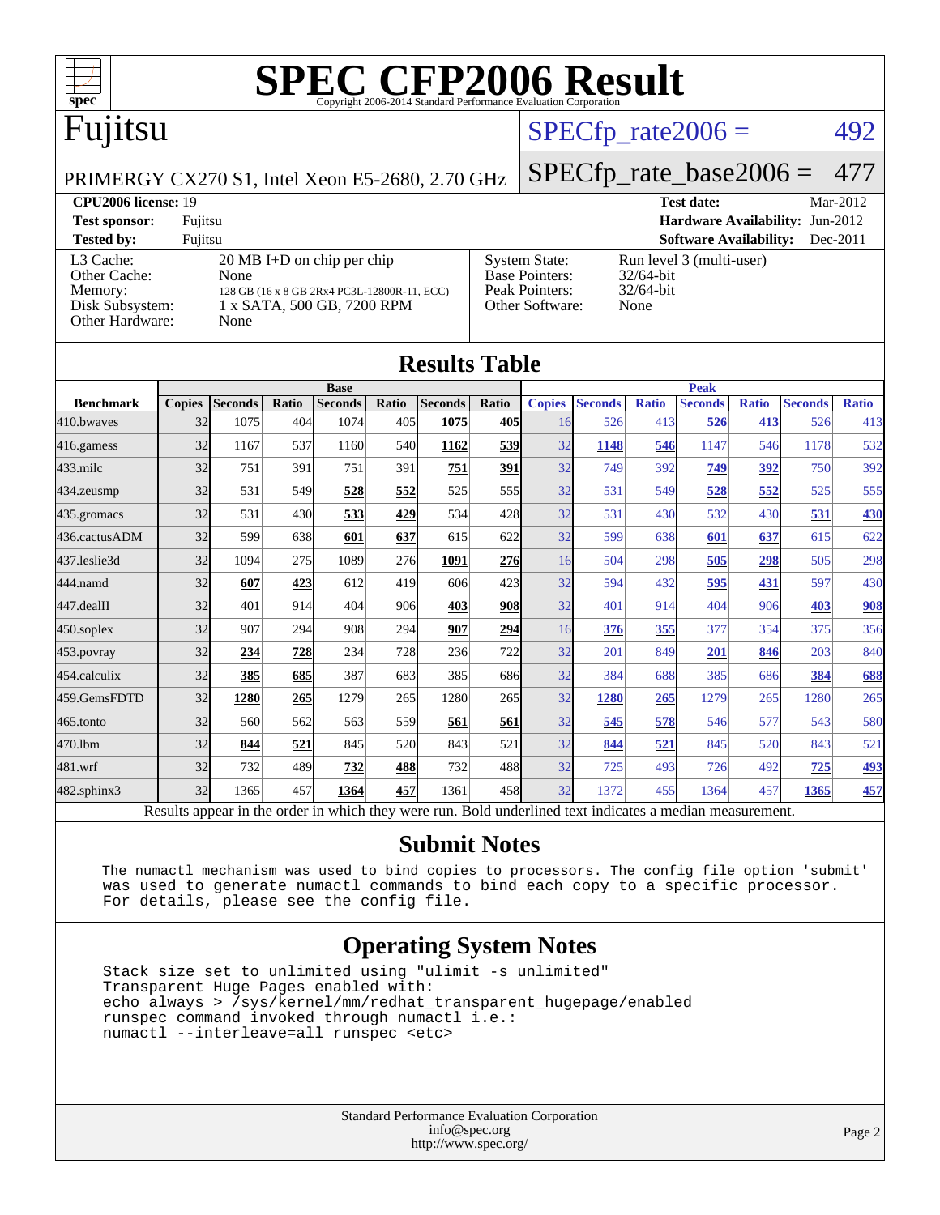# SPEC CFP2006 Result

Copyright 2006-2014 Standard Performance Evaluation Corporation

## Fujitsu

PRIMERGY CX270 S1, Intel Xeon E5-2680, 2.70 GHz

SPECfp_rate2006 = 492

SPECfp_rate_base2006 = 477

**CPU2006 license:** 19
**Test sponsor:** Fujitsu
**Tested by:** Fujitsu

**Test date:** Mar-2012
**Hardware Availability:** Jun-2012
**Software Availability:** Dec-2011

| | |
|---|---|
| L3 Cache: | 20 MB I+D on chip per chip |
| Other Cache: | None |
| Memory: | 128 GB (16 x 8 GB 2Rx4 PC3L-12800R-11, ECC) |
| Disk Subsystem: | 1 x SATA, 500 GB, 7200 RPM |
| Other Hardware: | None |

| | |
|---|---|
| System State: | Run level 3 (multi-user) |
| Base Pointers: | 32/64-bit |
| Peak Pointers: | 32/64-bit |
| Other Software: | None |

## Results Table

| | Base | | | | | | | Peak | | | | | | |
|---|---|---|---|---|---|---|---|---|---|---|---|---|---|---|
| **Benchmark** | **Copies** | **Seconds** | **Ratio** | **Seconds** | **Ratio** | **Seconds** | **Ratio** | **Copies** | **Seconds** | **Ratio** | **Seconds** | **Ratio** | **Seconds** | **Ratio** |
| 410.bwaves | 32 | 1075 | 404 | 1074 | 405 | **1075** | **405** | 16 | 526 | 413 | **526** | **413** | 526 | 413 |
| 416.gamess | 32 | 1167 | 537 | 1160 | 540 | **1162** | **539** | 32 | **1148** | **546** | 1147 | 546 | 1178 | 532 |
| 433.milc | 32 | 751 | 391 | 751 | 391 | **751** | **391** | 32 | 749 | 392 | **749** | **392** | 750 | 392 |
| 434.zeusmp | 32 | 531 | 549 | **528** | **552** | 525 | 555 | 32 | 531 | 549 | **528** | **552** | 525 | 555 |
| 435.gromacs | 32 | 531 | 430 | **533** | **429** | 534 | 428 | 32 | 531 | 430 | 532 | 430 | **531** | **430** |
| 436.cactusADM | 32 | 599 | 638 | **601** | **637** | 615 | 622 | 32 | 599 | 638 | **601** | **637** | 615 | 622 |
| 437.leslie3d | 32 | 1094 | 275 | 1089 | 276 | **1091** | **276** | 16 | 504 | 298 | **505** | **298** | 505 | 298 |
| 444.namd | 32 | **607** | **423** | 612 | 419 | 606 | 423 | 32 | 594 | 432 | **595** | **431** | 597 | 430 |
| 447.dealII | 32 | 401 | 914 | 404 | 906 | **403** | **908** | 32 | 401 | 914 | 404 | 906 | **403** | **908** |
| 450.soplex | 32 | 907 | 294 | 908 | 294 | **907** | **294** | 16 | **376** | **355** | 377 | 354 | 375 | 356 |
| 453.povray | 32 | **234** | **728** | 234 | 728 | 236 | 722 | 32 | 201 | 849 | **201** | **846** | 203 | 840 |
| 454.calculix | 32 | **385** | **685** | 387 | 683 | 385 | 686 | 32 | 384 | 688 | 385 | 686 | **384** | **688** |
| 459.GemsFDTD | 32 | **1280** | **265** | 1279 | 265 | 1280 | 265 | 32 | **1280** | **265** | 1279 | 265 | 1280 | 265 |
| 465.tonto | 32 | 560 | 562 | 563 | 559 | **561** | **561** | 32 | **545** | **578** | 546 | 577 | 543 | 580 |
| 470.lbm | 32 | **844** | **521** | 845 | 520 | 843 | 521 | 32 | **844** | **521** | 845 | 520 | 843 | 521 |
| 481.wrf | 32 | 732 | 489 | **732** | **488** | 732 | 488 | 32 | 725 | 493 | 726 | 492 | **725** | **493** |
| 482.sphinx3 | 32 | 1365 | 457 | **1364** | **457** | 1361 | 458 | 32 | 1372 | 455 | 1364 | 457 | **1365** | **457** |

Results appear in the order in which they were run. Bold underlined text indicates a median measurement.

## Submit Notes

The numactl mechanism was used to bind copies to processors. The config file option 'submit' was used to generate numactl commands to bind each copy to a specific processor. For details, please see the config file.

## Operating System Notes

```
Stack size set to unlimited using "ulimit -s unlimited"
Transparent Huge Pages enabled with:
echo always > /sys/kernel/mm/redhat_transparent_hugepage/enabled
runspec command invoked through numactl i.e.:
numactl --interleave=all runspec <etc>
```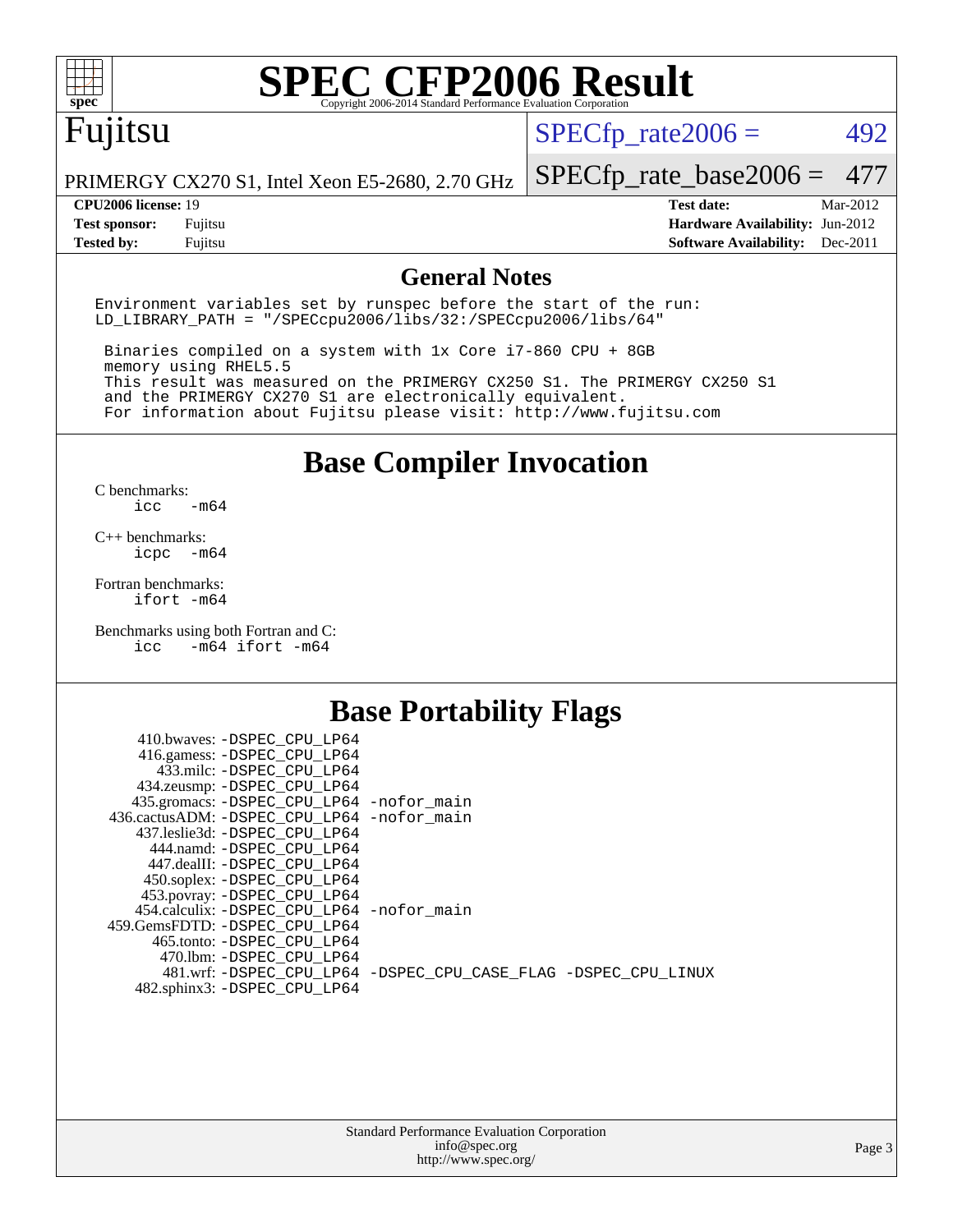# SPEC CFP2006 Result

Copyright 2006-2014 Standard Performance Evaluation Corporation

## Fujitsu

PRIMERGY CX270 S1, Intel Xeon E5-2680, 2.70 GHz

SPECfp_rate2006 = 492

SPECfp_rate_base2006 = 477

| | | | |
|---|---|---|---|
| **CPU2006 license:** | 19 | **Test date:** | Mar-2012 |
| **Test sponsor:** | Fujitsu | **Hardware Availability:** | Jun-2012 |
| **Tested by:** | Fujitsu | **Software Availability:** | Dec-2011 |

## General Notes

```
Environment variables set by runspec before the start of the run:
LD_LIBRARY_PATH = "/SPECcpu2006/libs/32:/SPECcpu2006/libs/64"

 Binaries compiled on a system with 1x Core i7-860 CPU + 8GB
 memory using RHEL5.5
 This result was measured on the PRIMERGY CX250 S1. The PRIMERGY CX250 S1
 and the PRIMERGY CX270 S1 are electronically equivalent.
 For information about Fujitsu please visit: http://www.fujitsu.com
```

## Base Compiler Invocation

C benchmarks:
```
icc   -m64
```

C++ benchmarks:
```
icpc  -m64
```

Fortran benchmarks:
```
ifort -m64
```

Benchmarks using both Fortran and C:
```
icc   -m64 ifort -m64
```

## Base Portability Flags

```
    410.bwaves: -DSPEC_CPU_LP64
    416.gamess: -DSPEC_CPU_LP64
      433.milc: -DSPEC_CPU_LP64
    434.zeusmp: -DSPEC_CPU_LP64
   435.gromacs: -DSPEC_CPU_LP64 -nofor_main
436.cactusADM: -DSPEC_CPU_LP64 -nofor_main
   437.leslie3d: -DSPEC_CPU_LP64
      444.namd: -DSPEC_CPU_LP64
    447.dealII: -DSPEC_CPU_LP64
    450.soplex: -DSPEC_CPU_LP64
    453.povray: -DSPEC_CPU_LP64
  454.calculix: -DSPEC_CPU_LP64 -nofor_main
 459.GemsFDTD: -DSPEC_CPU_LP64
     465.tonto: -DSPEC_CPU_LP64
       470.lbm: -DSPEC_CPU_LP64
       481.wrf: -DSPEC_CPU_LP64 -DSPEC_CPU_CASE_FLAG -DSPEC_CPU_LINUX
   482.sphinx3: -DSPEC_CPU_LP64
```

Standard Performance Evaluation Corporation
info@spec.org
http://www.spec.org/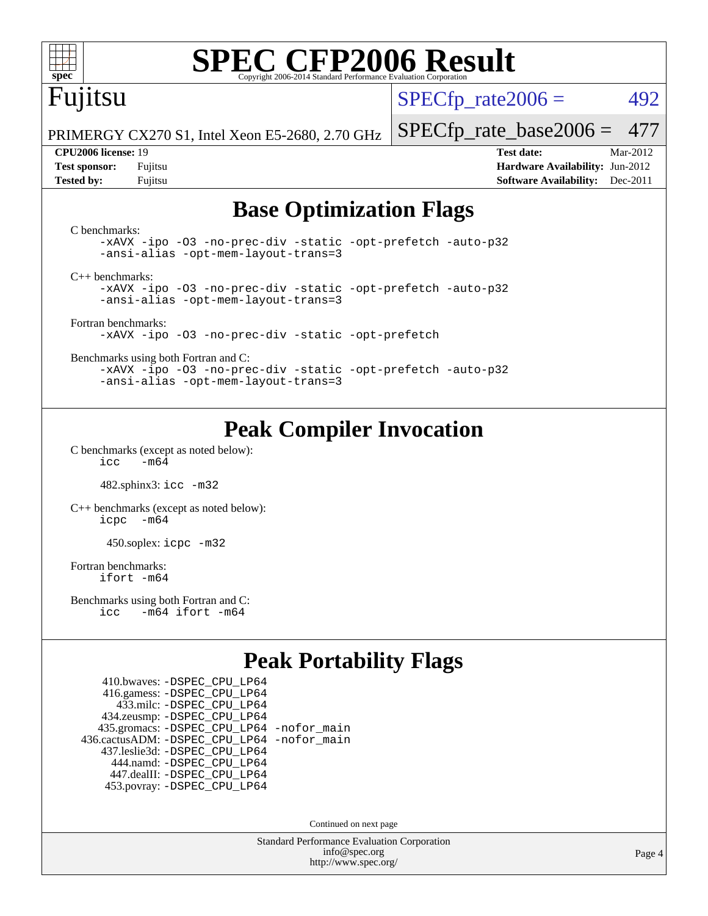# SPEC CFP2006 Result

Copyright 2006-2014 Standard Performance Evaluation Corporation

**Fujitsu**

PRIMERGY CX270 S1, Intel Xeon E5-2680, 2.70 GHz

SPECfp_rate2006 = 492

SPECfp_rate_base2006 = 477

**CPU2006 license:** 19
**Test sponsor:** Fujitsu
**Tested by:** Fujitsu

**Test date:** Mar-2012
**Hardware Availability:** Jun-2012
**Software Availability:** Dec-2011

## Base Optimization Flags

C benchmarks:

```
-xAVX -ipo -O3 -no-prec-div -static -opt-prefetch -auto-p32
-ansi-alias -opt-mem-layout-trans=3
```

C++ benchmarks:

```
-xAVX -ipo -O3 -no-prec-div -static -opt-prefetch -auto-p32
-ansi-alias -opt-mem-layout-trans=3
```

Fortran benchmarks:

```
-xAVX -ipo -O3 -no-prec-div -static -opt-prefetch
```

Benchmarks using both Fortran and C:

```
-xAVX -ipo -O3 -no-prec-div -static -opt-prefetch -auto-p32
-ansi-alias -opt-mem-layout-trans=3
```

## Peak Compiler Invocation

C benchmarks (except as noted below):

```
icc   -m64
```

482.sphinx3: `icc -m32`

C++ benchmarks (except as noted below):

```
icpc  -m64
```

450.soplex: `icpc -m32`

Fortran benchmarks:

```
ifort -m64
```

Benchmarks using both Fortran and C:

```
icc   -m64 ifort -m64
```

## Peak Portability Flags

```
     410.bwaves: -DSPEC_CPU_LP64
     416.gamess: -DSPEC_CPU_LP64
       433.milc: -DSPEC_CPU_LP64
     434.zeusmp: -DSPEC_CPU_LP64
    435.gromacs: -DSPEC_CPU_LP64 -nofor_main
 436.cactusADM: -DSPEC_CPU_LP64 -nofor_main
    437.leslie3d: -DSPEC_CPU_LP64
       444.namd: -DSPEC_CPU_LP64
     447.dealII: -DSPEC_CPU_LP64
     453.povray: -DSPEC_CPU_LP64
```

Continued on next page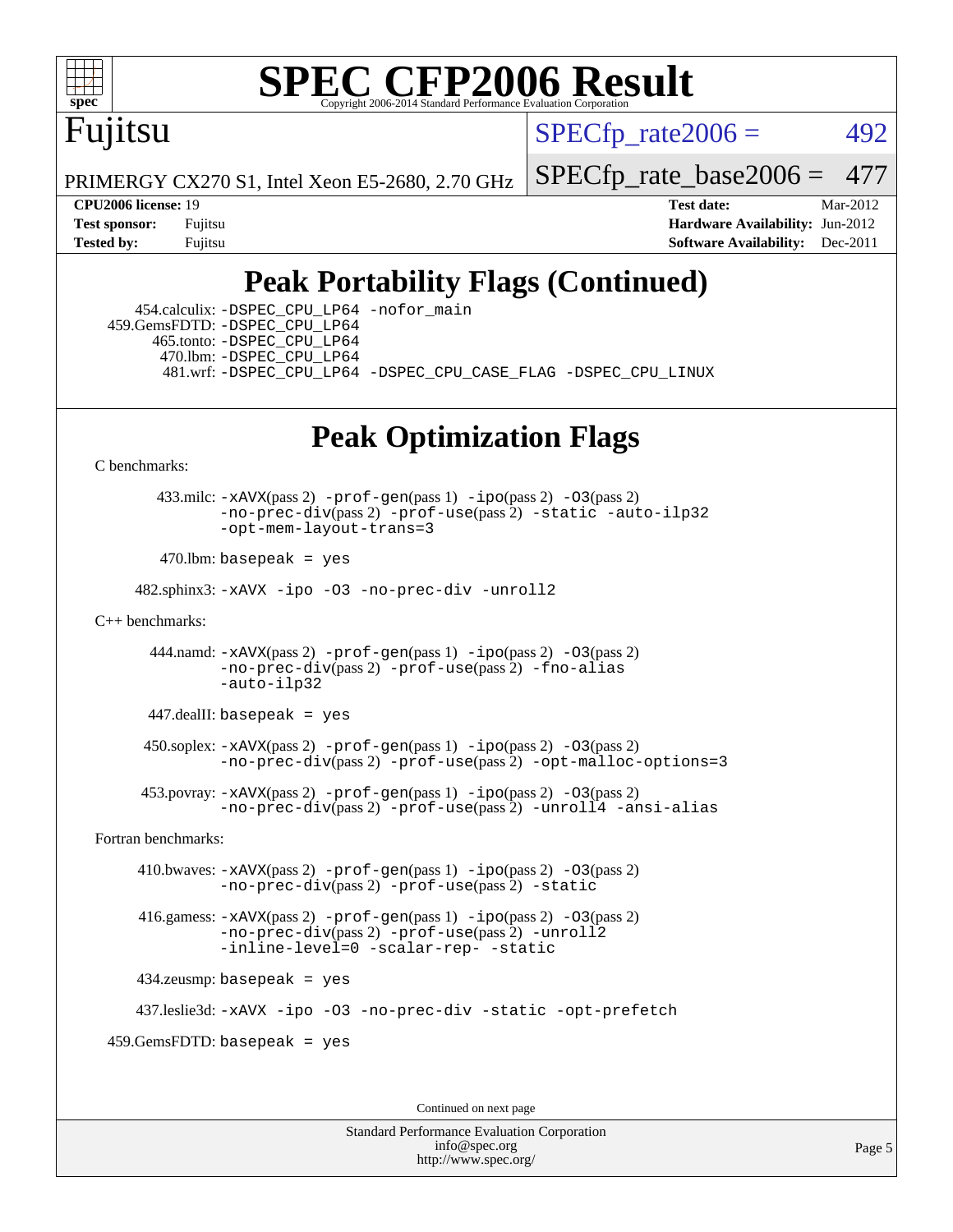# SPEC CFP2006 Result

Copyright 2006-2014 Standard Performance Evaluation Corporation

**Fujitsu**

PRIMERGY CX270 S1, Intel Xeon E5-2680, 2.70 GHz

SPECfp_rate2006 = 492

SPECfp_rate_base2006 = 477

| | | | |
|---|---|---|---|
| **CPU2006 license:** 19 | | **Test date:** | Mar-2012 |
| **Test sponsor:** | Fujitsu | **Hardware Availability:** | Jun-2012 |
| **Tested by:** | Fujitsu | **Software Availability:** | Dec-2011 |

## Peak Portability Flags (Continued)

454.calculix: -DSPEC_CPU_LP64 -nofor_main
459.GemsFDTD: -DSPEC_CPU_LP64
465.tonto: -DSPEC_CPU_LP64
470.lbm: -DSPEC_CPU_LP64
481.wrf: -DSPEC_CPU_LP64 -DSPEC_CPU_CASE_FLAG -DSPEC_CPU_LINUX

## Peak Optimization Flags

C benchmarks:

433.milc: -xAVX(pass 2) -prof-gen(pass 1) -ipo(pass 2) -O3(pass 2) -no-prec-div(pass 2) -prof-use(pass 2) -static -auto-ilp32 -opt-mem-layout-trans=3

470.lbm: basepeak = yes

482.sphinx3: -xAVX -ipo -O3 -no-prec-div -unroll2

C++ benchmarks:

444.namd: -xAVX(pass 2) -prof-gen(pass 1) -ipo(pass 2) -O3(pass 2) -no-prec-div(pass 2) -prof-use(pass 2) -fno-alias -auto-ilp32

447.dealII: basepeak = yes

450.soplex: -xAVX(pass 2) -prof-gen(pass 1) -ipo(pass 2) -O3(pass 2) -no-prec-div(pass 2) -prof-use(pass 2) -opt-malloc-options=3

453.povray: -xAVX(pass 2) -prof-gen(pass 1) -ipo(pass 2) -O3(pass 2) -no-prec-div(pass 2) -prof-use(pass 2) -unroll4 -ansi-alias

Fortran benchmarks:

410.bwaves: -xAVX(pass 2) -prof-gen(pass 1) -ipo(pass 2) -O3(pass 2) -no-prec-div(pass 2) -prof-use(pass 2) -static

416.gamess: -xAVX(pass 2) -prof-gen(pass 1) -ipo(pass 2) -O3(pass 2) -no-prec-div(pass 2) -prof-use(pass 2) -unroll2 -inline-level=0 -scalar-rep- -static

434.zeusmp: basepeak = yes

437.leslie3d: -xAVX -ipo -O3 -no-prec-div -static -opt-prefetch

459.GemsFDTD: basepeak = yes

Continued on next page

Standard Performance Evaluation Corporation
info@spec.org
http://www.spec.org/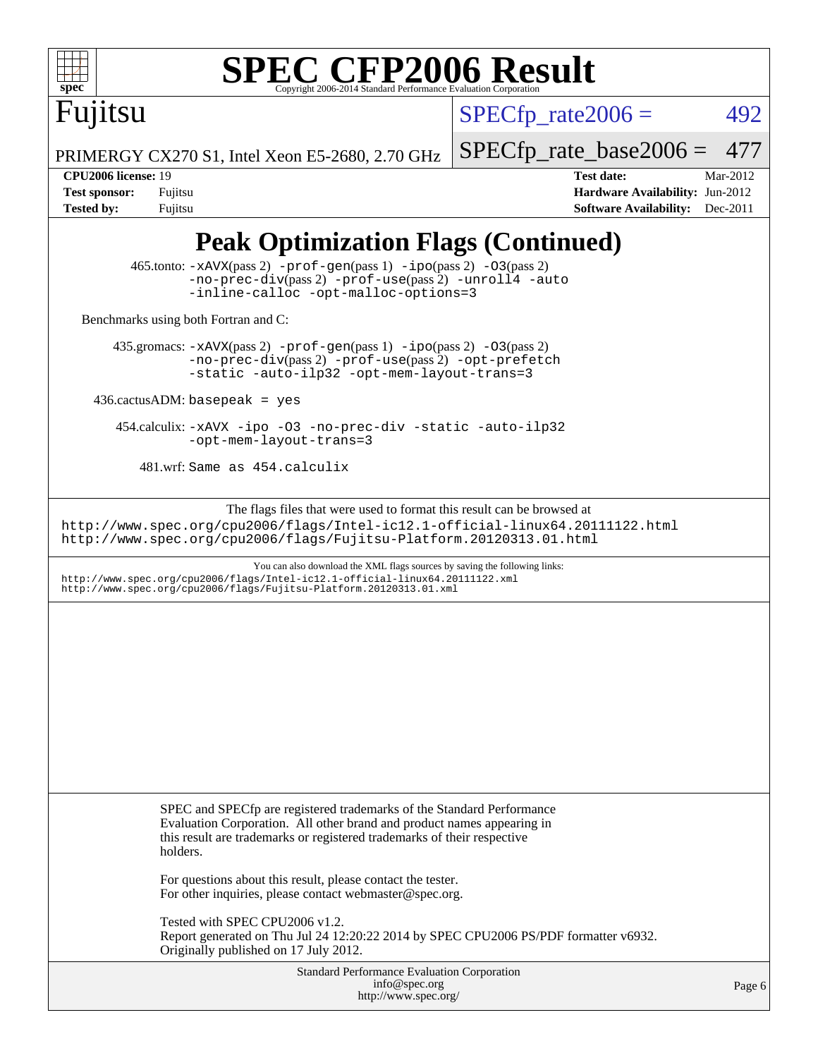# Peak Optimization Flags (Continued)

465.tonto: -xAVX(pass 2) -prof-gen(pass 1) -ipo(pass 2) -O3(pass 2) -no-prec-div(pass 2) -prof-use(pass 2) -unroll4 -auto -inline-calloc -opt-malloc-options=3

Benchmarks using both Fortran and C:

435.gromacs: -xAVX(pass 2) -prof-gen(pass 1) -ipo(pass 2) -O3(pass 2) -no-prec-div(pass 2) -prof-use(pass 2) -opt-prefetch -static -auto-ilp32 -opt-mem-layout-trans=3

436.cactusADM: basepeak = yes

454.calculix: -xAVX -ipo -O3 -no-prec-div -static -auto-ilp32 -opt-mem-layout-trans=3

481.wrf: Same as 454.calculix

The flags files that were used to format this result can be browsed at
http://www.spec.org/cpu2006/flags/Intel-ic12.1-official-linux64.20111122.html
http://www.spec.org/cpu2006/flags/Fujitsu-Platform.20120313.01.html

You can also download the XML flags sources by saving the following links:
http://www.spec.org/cpu2006/flags/Intel-ic12.1-official-linux64.20111122.xml
http://www.spec.org/cpu2006/flags/Fujitsu-Platform.20120313.01.xml

SPEC and SPECfp are registered trademarks of the Standard Performance Evaluation Corporation. All other brand and product names appearing in this result are trademarks or registered trademarks of their respective holders.

For questions about this result, please contact the tester.
For other inquiries, please contact webmaster@spec.org.

Tested with SPEC CPU2006 v1.2.
Report generated on Thu Jul 24 12:20:22 2014 by SPEC CPU2006 PS/PDF formatter v6932.
Originally published on 17 July 2012.